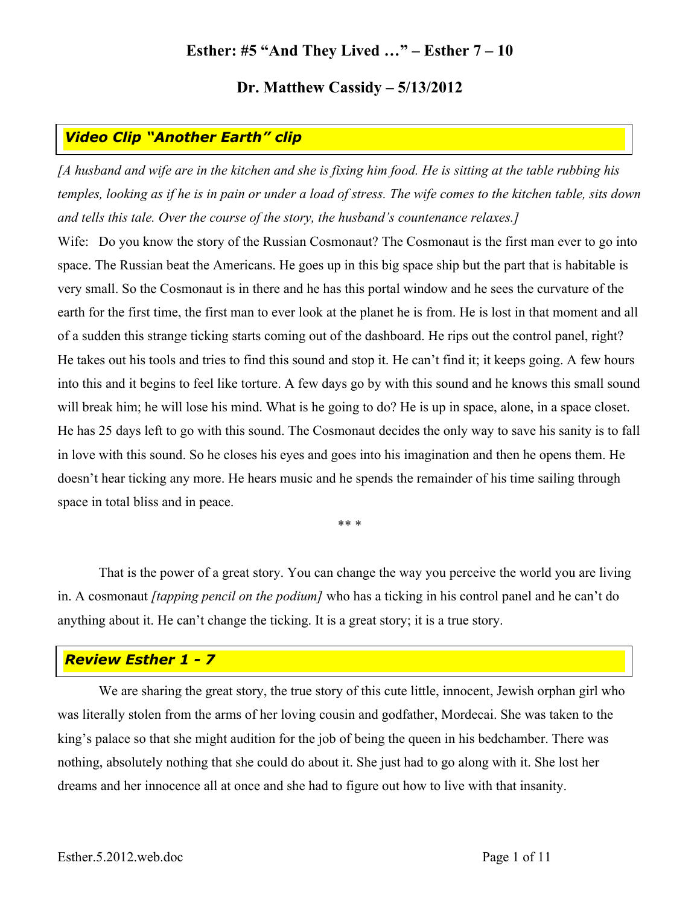# Esther: #5 "And They Lived …" – Esther 7 – 10

## Dr. Matthew Cassidy – 5/13/2012

### ***Video Clip "Another Earth" clip***

*[A husband and wife are in the kitchen and she is fixing him food. He is sitting at the table rubbing his temples, looking as if he is in pain or under a load of stress. The wife comes to the kitchen table, sits down and tells this tale. Over the course of the story, the husband's countenance relaxes.]*

Wife: Do you know the story of the Russian Cosmonaut? The Cosmonaut is the first man ever to go into space. The Russian beat the Americans. He goes up in this big space ship but the part that is habitable is very small. So the Cosmonaut is in there and he has this portal window and he sees the curvature of the earth for the first time, the first man to ever look at the planet he is from. He is lost in that moment and all of a sudden this strange ticking starts coming out of the dashboard. He rips out the control panel, right? He takes out his tools and tries to find this sound and stop it. He can't find it; it keeps going. A few hours into this and it begins to feel like torture. A few days go by with this sound and he knows this small sound will break him; he will lose his mind. What is he going to do? He is up in space, alone, in a space closet. He has 25 days left to go with this sound. The Cosmonaut decides the only way to save his sanity is to fall in love with this sound. So he closes his eyes and goes into his imagination and then he opens them. He doesn't hear ticking any more. He hears music and he spends the remainder of his time sailing through space in total bliss and in peace.

** *

That is the power of a great story. You can change the way you perceive the world you are living in. A cosmonaut *[tapping pencil on the podium]* who has a ticking in his control panel and he can't do anything about it. He can't change the ticking. It is a great story; it is a true story.

### ***Review Esther 1 - 7***

We are sharing the great story, the true story of this cute little, innocent, Jewish orphan girl who was literally stolen from the arms of her loving cousin and godfather, Mordecai. She was taken to the king's palace so that she might audition for the job of being the queen in his bedchamber. There was nothing, absolutely nothing that she could do about it. She just had to go along with it. She lost her dreams and her innocence all at once and she had to figure out how to live with that insanity.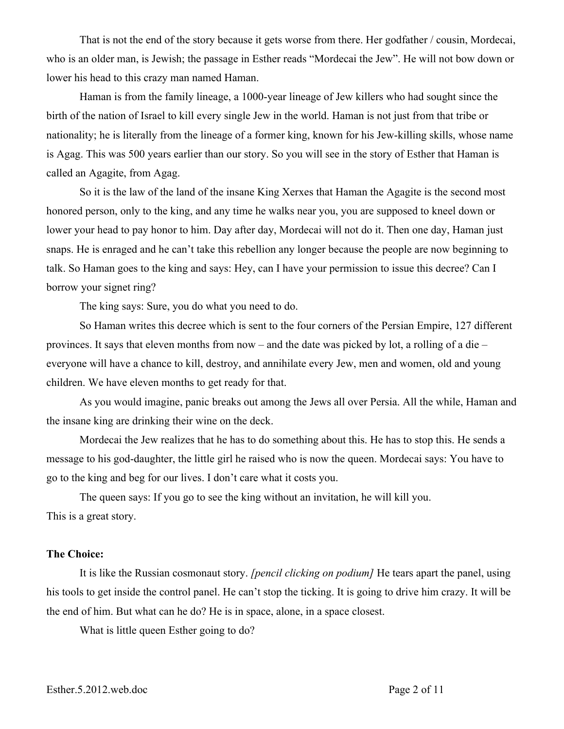That is not the end of the story because it gets worse from there. Her godfather / cousin, Mordecai, who is an older man, is Jewish; the passage in Esther reads "Mordecai the Jew". He will not bow down or lower his head to this crazy man named Haman.

Haman is from the family lineage, a 1000-year lineage of Jew killers who had sought since the birth of the nation of Israel to kill every single Jew in the world. Haman is not just from that tribe or nationality; he is literally from the lineage of a former king, known for his Jew-killing skills, whose name is Agag. This was 500 years earlier than our story. So you will see in the story of Esther that Haman is called an Agagite, from Agag.

So it is the law of the land of the insane King Xerxes that Haman the Agagite is the second most honored person, only to the king, and any time he walks near you, you are supposed to kneel down or lower your head to pay honor to him. Day after day, Mordecai will not do it. Then one day, Haman just snaps. He is enraged and he can't take this rebellion any longer because the people are now beginning to talk. So Haman goes to the king and says: Hey, can I have your permission to issue this decree? Can I borrow your signet ring?

The king says: Sure, you do what you need to do.

So Haman writes this decree which is sent to the four corners of the Persian Empire, 127 different provinces. It says that eleven months from now – and the date was picked by lot, a rolling of a die – everyone will have a chance to kill, destroy, and annihilate every Jew, men and women, old and young children. We have eleven months to get ready for that.

As you would imagine, panic breaks out among the Jews all over Persia. All the while, Haman and the insane king are drinking their wine on the deck.

Mordecai the Jew realizes that he has to do something about this. He has to stop this. He sends a message to his god-daughter, the little girl he raised who is now the queen. Mordecai says: You have to go to the king and beg for our lives. I don't care what it costs you.

The queen says: If you go to see the king without an invitation, he will kill you.

This is a great story.

**The Choice:**

It is like the Russian cosmonaut story. *[pencil clicking on podium]* He tears apart the panel, using his tools to get inside the control panel. He can't stop the ticking. It is going to drive him crazy. It will be the end of him. But what can he do? He is in space, alone, in a space closest.

What is little queen Esther going to do?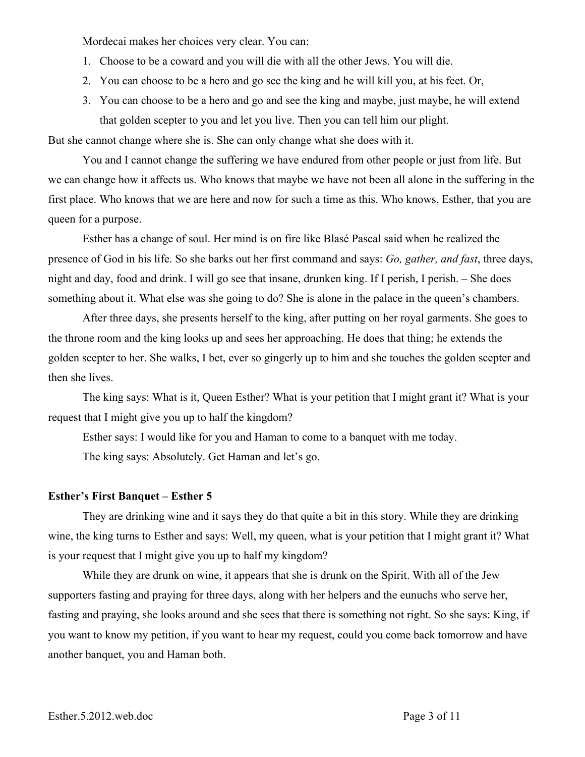Mordecai makes her choices very clear. You can:

1. Choose to be a coward and you will die with all the other Jews. You will die.
2. You can choose to be a hero and go see the king and he will kill you, at his feet. Or,
3. You can choose to be a hero and go and see the king and maybe, just maybe, he will extend that golden scepter to you and let you live. Then you can tell him our plight.

But she cannot change where she is. She can only change what she does with it.

You and I cannot change the suffering we have endured from other people or just from life. But we can change how it affects us. Who knows that maybe we have not been all alone in the suffering in the first place. Who knows that we are here and now for such a time as this. Who knows, Esther, that you are queen for a purpose.

Esther has a change of soul. Her mind is on fire like Blasé Pascal said when he realized the presence of God in his life. So she barks out her first command and says: *Go, gather, and fast*, three days, night and day, food and drink. I will go see that insane, drunken king. If I perish, I perish. – She does something about it. What else was she going to do? She is alone in the palace in the queen's chambers.

After three days, she presents herself to the king, after putting on her royal garments. She goes to the throne room and the king looks up and sees her approaching. He does that thing; he extends the golden scepter to her. She walks, I bet, ever so gingerly up to him and she touches the golden scepter and then she lives.

The king says: What is it, Queen Esther? What is your petition that I might grant it? What is your request that I might give you up to half the kingdom?

Esther says: I would like for you and Haman to come to a banquet with me today.

The king says: Absolutely. Get Haman and let's go.

**Esther's First Banquet – Esther 5**

They are drinking wine and it says they do that quite a bit in this story. While they are drinking wine, the king turns to Esther and says: Well, my queen, what is your petition that I might grant it? What is your request that I might give you up to half my kingdom?

While they are drunk on wine, it appears that she is drunk on the Spirit. With all of the Jew supporters fasting and praying for three days, along with her helpers and the eunuchs who serve her, fasting and praying, she looks around and she sees that there is something not right. So she says: King, if you want to know my petition, if you want to hear my request, could you come back tomorrow and have another banquet, you and Haman both.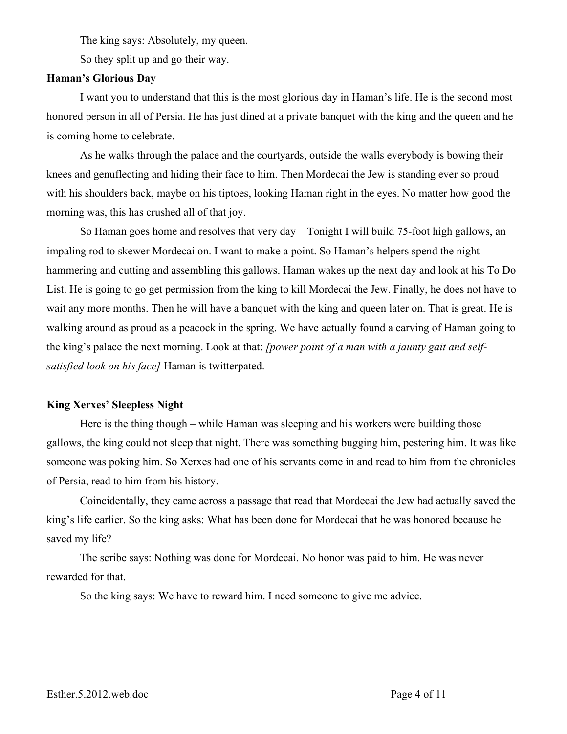The king says: Absolutely, my queen.

So they split up and go their way.

**Haman's Glorious Day**

I want you to understand that this is the most glorious day in Haman's life. He is the second most honored person in all of Persia. He has just dined at a private banquet with the king and the queen and he is coming home to celebrate.

As he walks through the palace and the courtyards, outside the walls everybody is bowing their knees and genuflecting and hiding their face to him. Then Mordecai the Jew is standing ever so proud with his shoulders back, maybe on his tiptoes, looking Haman right in the eyes. No matter how good the morning was, this has crushed all of that joy.

So Haman goes home and resolves that very day – Tonight I will build 75-foot high gallows, an impaling rod to skewer Mordecai on. I want to make a point. So Haman's helpers spend the night hammering and cutting and assembling this gallows. Haman wakes up the next day and look at his To Do List. He is going to go get permission from the king to kill Mordecai the Jew. Finally, he does not have to wait any more months. Then he will have a banquet with the king and queen later on. That is great. He is walking around as proud as a peacock in the spring. We have actually found a carving of Haman going to the king's palace the next morning. Look at that: *[power point of a man with a jaunty gait and self-satisfied look on his face]* Haman is twitterpated.

**King Xerxes' Sleepless Night**

Here is the thing though – while Haman was sleeping and his workers were building those gallows, the king could not sleep that night. There was something bugging him, pestering him. It was like someone was poking him. So Xerxes had one of his servants come in and read to him from the chronicles of Persia, read to him from his history.

Coincidentally, they came across a passage that read that Mordecai the Jew had actually saved the king's life earlier. So the king asks: What has been done for Mordecai that he was honored because he saved my life?

The scribe says: Nothing was done for Mordecai. No honor was paid to him. He was never rewarded for that.

So the king says: We have to reward him. I need someone to give me advice.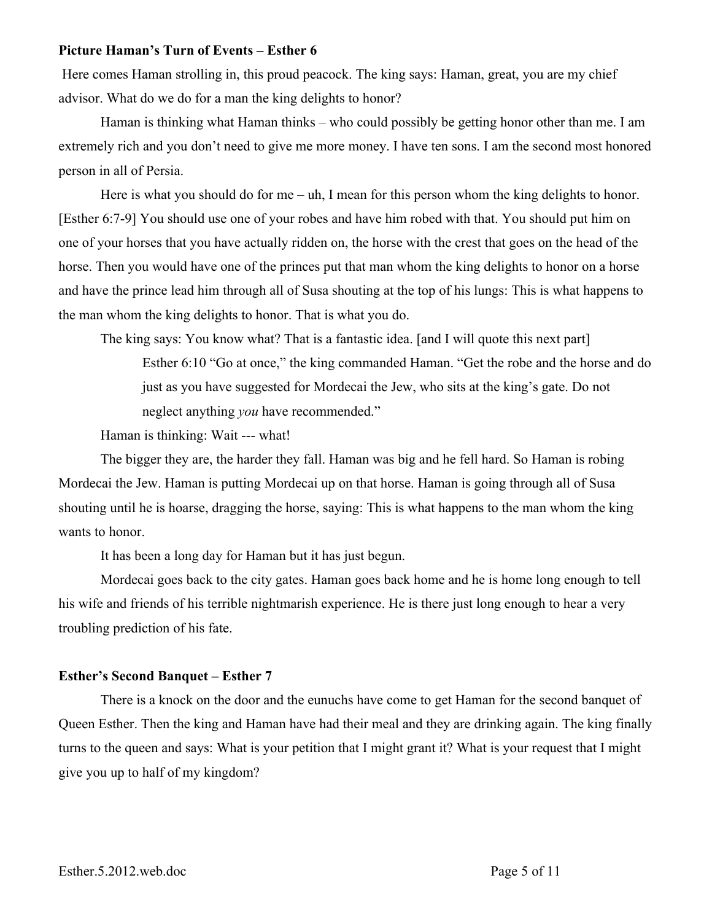**Picture Haman's Turn of Events – Esther 6**

Here comes Haman strolling in, this proud peacock. The king says: Haman, great, you are my chief advisor. What do we do for a man the king delights to honor?

Haman is thinking what Haman thinks – who could possibly be getting honor other than me. I am extremely rich and you don't need to give me more money. I have ten sons. I am the second most honored person in all of Persia.

Here is what you should do for me – uh, I mean for this person whom the king delights to honor. [Esther 6:7-9] You should use one of your robes and have him robed with that. You should put him on one of your horses that you have actually ridden on, the horse with the crest that goes on the head of the horse. Then you would have one of the princes put that man whom the king delights to honor on a horse and have the prince lead him through all of Susa shouting at the top of his lungs: This is what happens to the man whom the king delights to honor. That is what you do.

The king says: You know what? That is a fantastic idea. [and I will quote this next part]

> Esther 6:10 "Go at once," the king commanded Haman. "Get the robe and the horse and do just as you have suggested for Mordecai the Jew, who sits at the king's gate. Do not neglect anything *you* have recommended."

Haman is thinking: Wait --- what!

The bigger they are, the harder they fall. Haman was big and he fell hard. So Haman is robing Mordecai the Jew. Haman is putting Mordecai up on that horse. Haman is going through all of Susa shouting until he is hoarse, dragging the horse, saying: This is what happens to the man whom the king wants to honor.

It has been a long day for Haman but it has just begun.

Mordecai goes back to the city gates. Haman goes back home and he is home long enough to tell his wife and friends of his terrible nightmarish experience. He is there just long enough to hear a very troubling prediction of his fate.

**Esther's Second Banquet – Esther 7**

There is a knock on the door and the eunuchs have come to get Haman for the second banquet of Queen Esther. Then the king and Haman have had their meal and they are drinking again. The king finally turns to the queen and says: What is your petition that I might grant it? What is your request that I might give you up to half of my kingdom?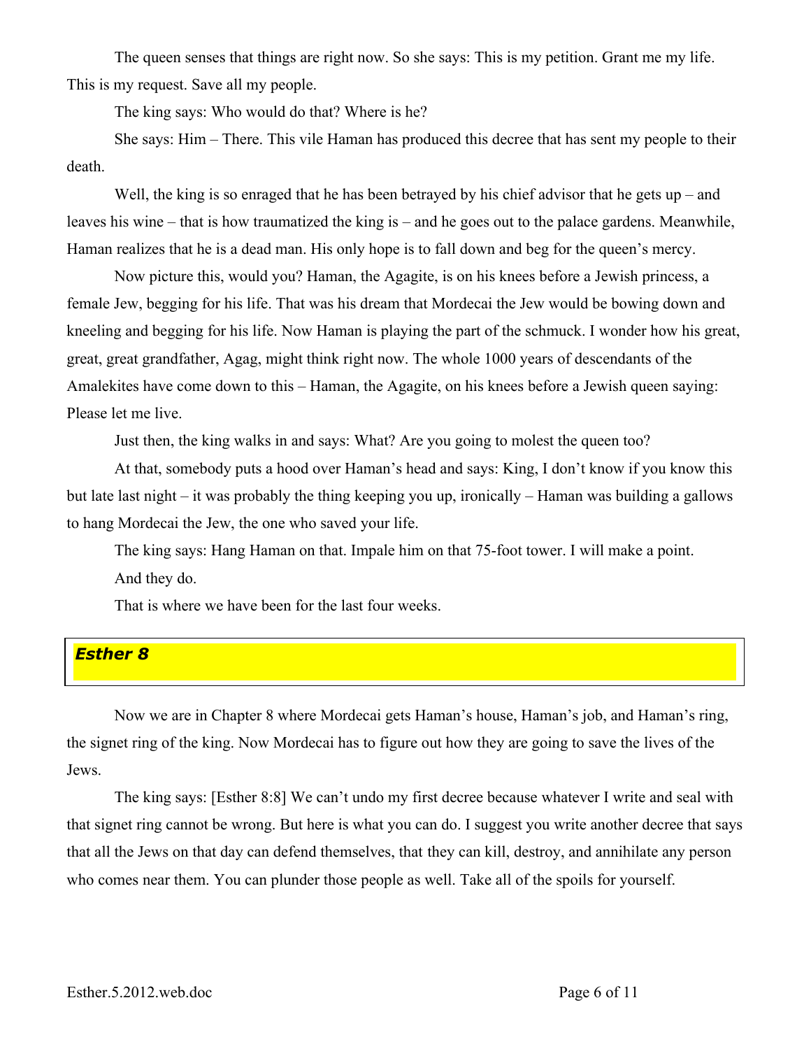The queen senses that things are right now. So she says: This is my petition. Grant me my life. This is my request. Save all my people.

The king says: Who would do that? Where is he?

She says: Him – There. This vile Haman has produced this decree that has sent my people to their death.

Well, the king is so enraged that he has been betrayed by his chief advisor that he gets up – and leaves his wine – that is how traumatized the king is – and he goes out to the palace gardens. Meanwhile, Haman realizes that he is a dead man. His only hope is to fall down and beg for the queen's mercy.

Now picture this, would you? Haman, the Agagite, is on his knees before a Jewish princess, a female Jew, begging for his life. That was his dream that Mordecai the Jew would be bowing down and kneeling and begging for his life. Now Haman is playing the part of the schmuck. I wonder how his great, great, great grandfather, Agag, might think right now. The whole 1000 years of descendants of the Amalekites have come down to this – Haman, the Agagite, on his knees before a Jewish queen saying: Please let me live.

Just then, the king walks in and says: What? Are you going to molest the queen too?

At that, somebody puts a hood over Haman's head and says: King, I don't know if you know this but late last night – it was probably the thing keeping you up, ironically – Haman was building a gallows to hang Mordecai the Jew, the one who saved your life.

The king says: Hang Haman on that. Impale him on that 75-foot tower. I will make a point.

And they do.

That is where we have been for the last four weeks.

## *Esther 8*

Now we are in Chapter 8 where Mordecai gets Haman's house, Haman's job, and Haman's ring, the signet ring of the king. Now Mordecai has to figure out how they are going to save the lives of the Jews.

The king says: [Esther 8:8] We can't undo my first decree because whatever I write and seal with that signet ring cannot be wrong. But here is what you can do. I suggest you write another decree that says that all the Jews on that day can defend themselves, that they can kill, destroy, and annihilate any person who comes near them. You can plunder those people as well. Take all of the spoils for yourself.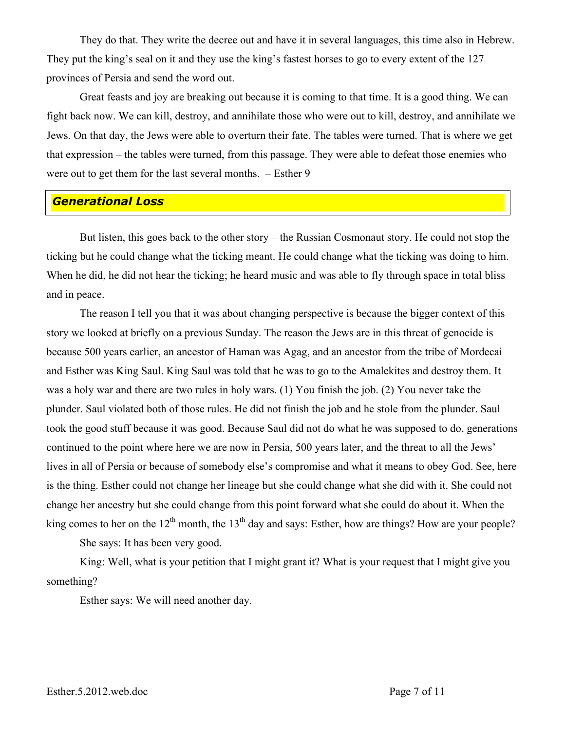They do that. They write the decree out and have it in several languages, this time also in Hebrew. They put the king's seal on it and they use the king's fastest horses to go to every extent of the 127 provinces of Persia and send the word out.

Great feasts and joy are breaking out because it is coming to that time. It is a good thing. We can fight back now. We can kill, destroy, and annihilate those who were out to kill, destroy, and annihilate we Jews. On that day, the Jews were able to overturn their fate. The tables were turned. That is where we get that expression – the tables were turned, from this passage. They were able to defeat those enemies who were out to get them for the last several months. – Esther 9

## ***Generational Loss***

But listen, this goes back to the other story – the Russian Cosmonaut story. He could not stop the ticking but he could change what the ticking meant. He could change what the ticking was doing to him. When he did, he did not hear the ticking; he heard music and was able to fly through space in total bliss and in peace.

The reason I tell you that it was about changing perspective is because the bigger context of this story we looked at briefly on a previous Sunday. The reason the Jews are in this threat of genocide is because 500 years earlier, an ancestor of Haman was Agag, and an ancestor from the tribe of Mordecai and Esther was King Saul. King Saul was told that he was to go to the Amalekites and destroy them. It was a holy war and there are two rules in holy wars. (1) You finish the job. (2) You never take the plunder. Saul violated both of those rules. He did not finish the job and he stole from the plunder. Saul took the good stuff because it was good. Because Saul did not do what he was supposed to do, generations continued to the point where here we are now in Persia, 500 years later, and the threat to all the Jews' lives in all of Persia or because of somebody else's compromise and what it means to obey God. See, here is the thing. Esther could not change her lineage but she could change what she did with it. She could not change her ancestry but she could change from this point forward what she could do about it. When the king comes to her on the 12th month, the 13th day and says: Esther, how are things? How are your people?

She says: It has been very good.

King: Well, what is your petition that I might grant it? What is your request that I might give you something?

Esther says: We will need another day.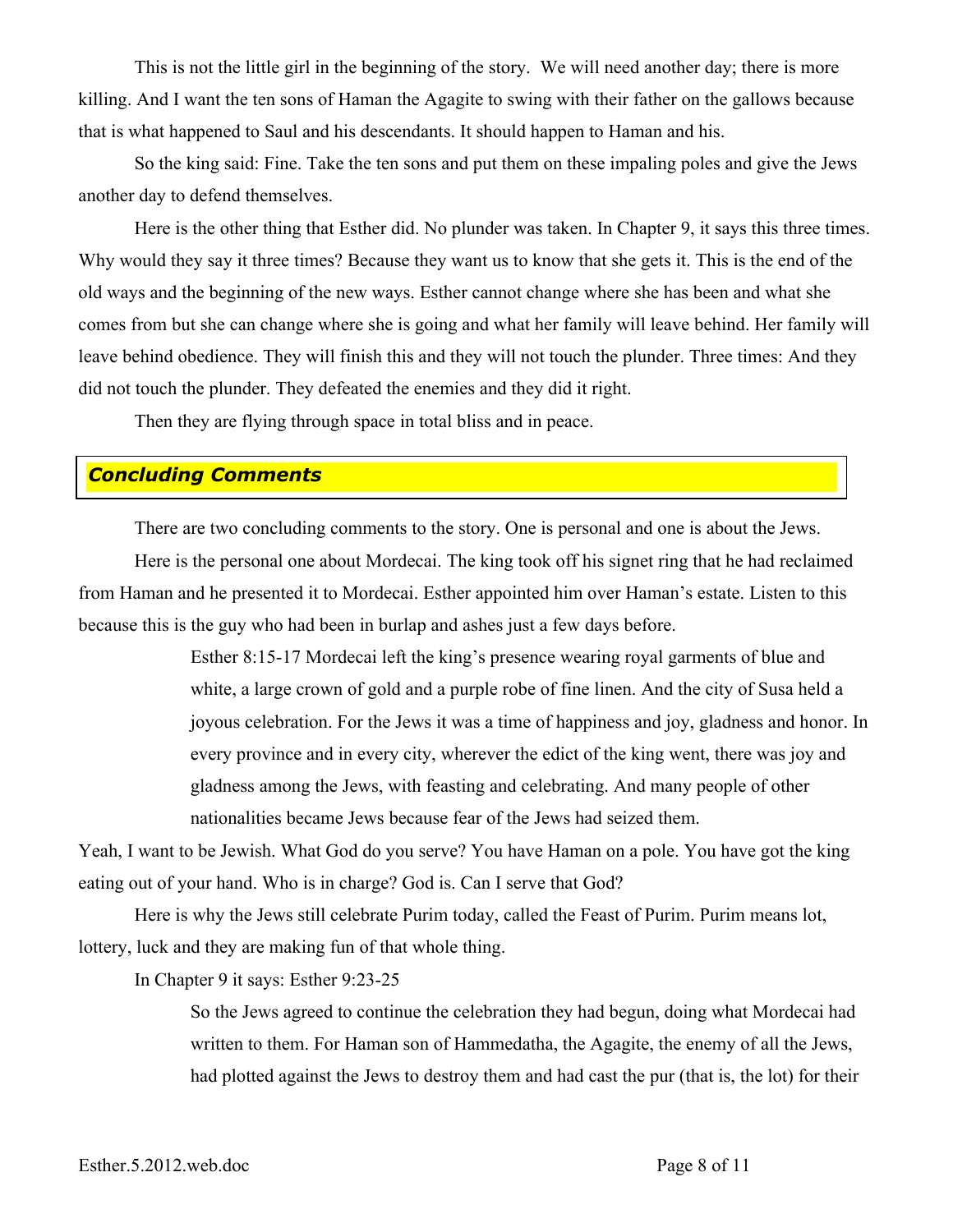This is not the little girl in the beginning of the story. We will need another day; there is more killing. And I want the ten sons of Haman the Agagite to swing with their father on the gallows because that is what happened to Saul and his descendants. It should happen to Haman and his.

So the king said: Fine. Take the ten sons and put them on these impaling poles and give the Jews another day to defend themselves.

Here is the other thing that Esther did. No plunder was taken. In Chapter 9, it says this three times. Why would they say it three times? Because they want us to know that she gets it. This is the end of the old ways and the beginning of the new ways. Esther cannot change where she has been and what she comes from but she can change where she is going and what her family will leave behind. Her family will leave behind obedience. They will finish this and they will not touch the plunder. Three times: And they did not touch the plunder. They defeated the enemies and they did it right.

Then they are flying through space in total bliss and in peace.

## *Concluding Comments*

There are two concluding comments to the story. One is personal and one is about the Jews.

Here is the personal one about Mordecai. The king took off his signet ring that he had reclaimed from Haman and he presented it to Mordecai. Esther appointed him over Haman's estate. Listen to this because this is the guy who had been in burlap and ashes just a few days before.

> Esther 8:15-17 Mordecai left the king's presence wearing royal garments of blue and white, a large crown of gold and a purple robe of fine linen. And the city of Susa held a joyous celebration. For the Jews it was a time of happiness and joy, gladness and honor. In every province and in every city, wherever the edict of the king went, there was joy and gladness among the Jews, with feasting and celebrating. And many people of other nationalities became Jews because fear of the Jews had seized them.

Yeah, I want to be Jewish. What God do you serve? You have Haman on a pole. You have got the king eating out of your hand. Who is in charge? God is. Can I serve that God?

Here is why the Jews still celebrate Purim today, called the Feast of Purim. Purim means lot, lottery, luck and they are making fun of that whole thing.

In Chapter 9 it says: Esther 9:23-25

> So the Jews agreed to continue the celebration they had begun, doing what Mordecai had written to them. For Haman son of Hammedatha, the Agagite, the enemy of all the Jews, had plotted against the Jews to destroy them and had cast the pur (that is, the lot) for their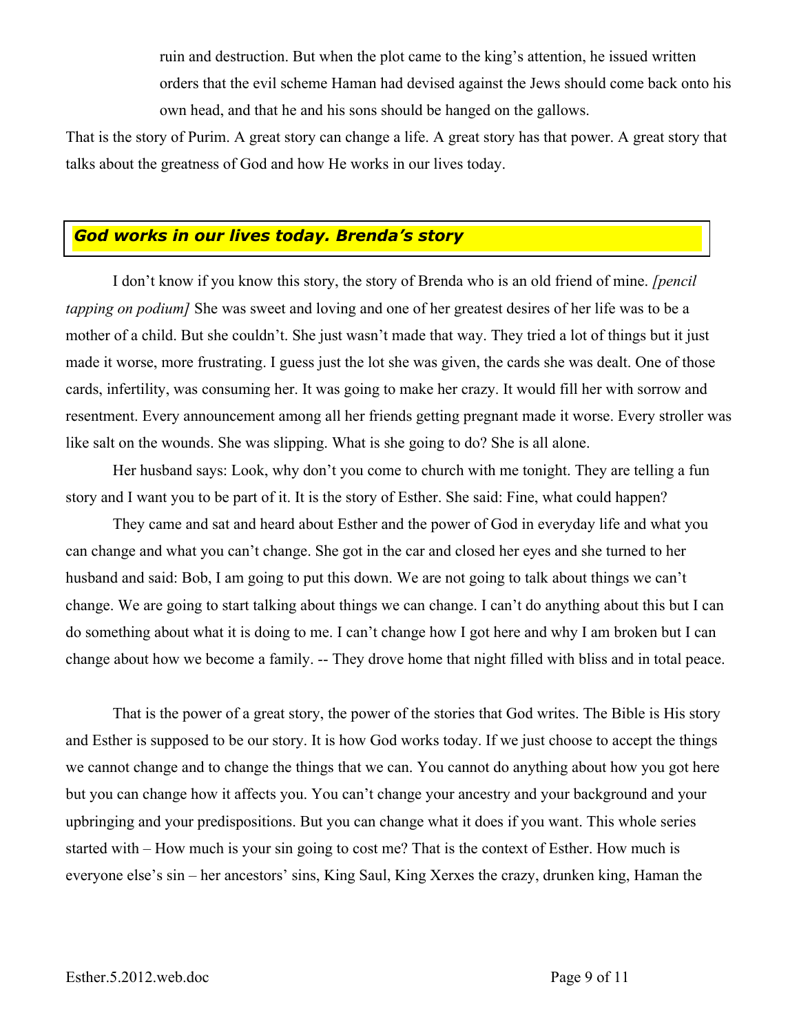ruin and destruction. But when the plot came to the king's attention, he issued written orders that the evil scheme Haman had devised against the Jews should come back onto his own head, and that he and his sons should be hanged on the gallows.

That is the story of Purim. A great story can change a life. A great story has that power. A great story that talks about the greatness of God and how He works in our lives today.

## *God works in our lives today. Brenda's story*

I don't know if you know this story, the story of Brenda who is an old friend of mine. *[pencil tapping on podium]* She was sweet and loving and one of her greatest desires of her life was to be a mother of a child. But she couldn't. She just wasn't made that way. They tried a lot of things but it just made it worse, more frustrating. I guess just the lot she was given, the cards she was dealt. One of those cards, infertility, was consuming her. It was going to make her crazy. It would fill her with sorrow and resentment. Every announcement among all her friends getting pregnant made it worse. Every stroller was like salt on the wounds. She was slipping. What is she going to do? She is all alone.

Her husband says: Look, why don't you come to church with me tonight. They are telling a fun story and I want you to be part of it. It is the story of Esther. She said: Fine, what could happen?

They came and sat and heard about Esther and the power of God in everyday life and what you can change and what you can't change. She got in the car and closed her eyes and she turned to her husband and said: Bob, I am going to put this down. We are not going to talk about things we can't change. We are going to start talking about things we can change. I can't do anything about this but I can do something about what it is doing to me. I can't change how I got here and why I am broken but I can change about how we become a family. -- They drove home that night filled with bliss and in total peace.

That is the power of a great story, the power of the stories that God writes. The Bible is His story and Esther is supposed to be our story. It is how God works today. If we just choose to accept the things we cannot change and to change the things that we can. You cannot do anything about how you got here but you can change how it affects you. You can't change your ancestry and your background and your upbringing and your predispositions. But you can change what it does if you want. This whole series started with – How much is your sin going to cost me? That is the context of Esther. How much is everyone else's sin – her ancestors' sins, King Saul, King Xerxes the crazy, drunken king, Haman the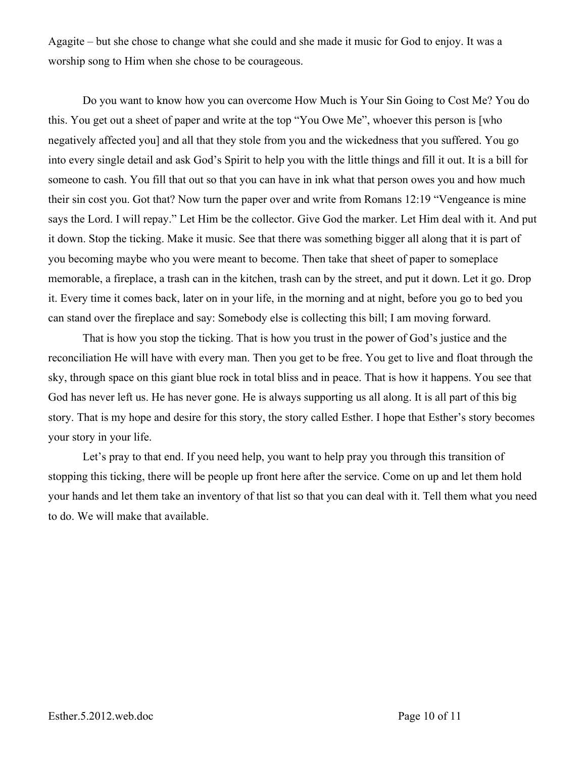Agagite – but she chose to change what she could and she made it music for God to enjoy. It was a worship song to Him when she chose to be courageous.

Do you want to know how you can overcome How Much is Your Sin Going to Cost Me? You do this. You get out a sheet of paper and write at the top "You Owe Me", whoever this person is [who negatively affected you] and all that they stole from you and the wickedness that you suffered. You go into every single detail and ask God's Spirit to help you with the little things and fill it out. It is a bill for someone to cash. You fill that out so that you can have in ink what that person owes you and how much their sin cost you. Got that? Now turn the paper over and write from Romans 12:19 "Vengeance is mine says the Lord. I will repay." Let Him be the collector. Give God the marker. Let Him deal with it. And put it down. Stop the ticking. Make it music. See that there was something bigger all along that it is part of you becoming maybe who you were meant to become. Then take that sheet of paper to someplace memorable, a fireplace, a trash can in the kitchen, trash can by the street, and put it down. Let it go. Drop it. Every time it comes back, later on in your life, in the morning and at night, before you go to bed you can stand over the fireplace and say: Somebody else is collecting this bill; I am moving forward.

That is how you stop the ticking. That is how you trust in the power of God's justice and the reconciliation He will have with every man. Then you get to be free. You get to live and float through the sky, through space on this giant blue rock in total bliss and in peace. That is how it happens. You see that God has never left us. He has never gone. He is always supporting us all along. It is all part of this big story. That is my hope and desire for this story, the story called Esther. I hope that Esther's story becomes your story in your life.

Let's pray to that end. If you need help, you want to help pray you through this transition of stopping this ticking, there will be people up front here after the service. Come on up and let them hold your hands and let them take an inventory of that list so that you can deal with it. Tell them what you need to do. We will make that available.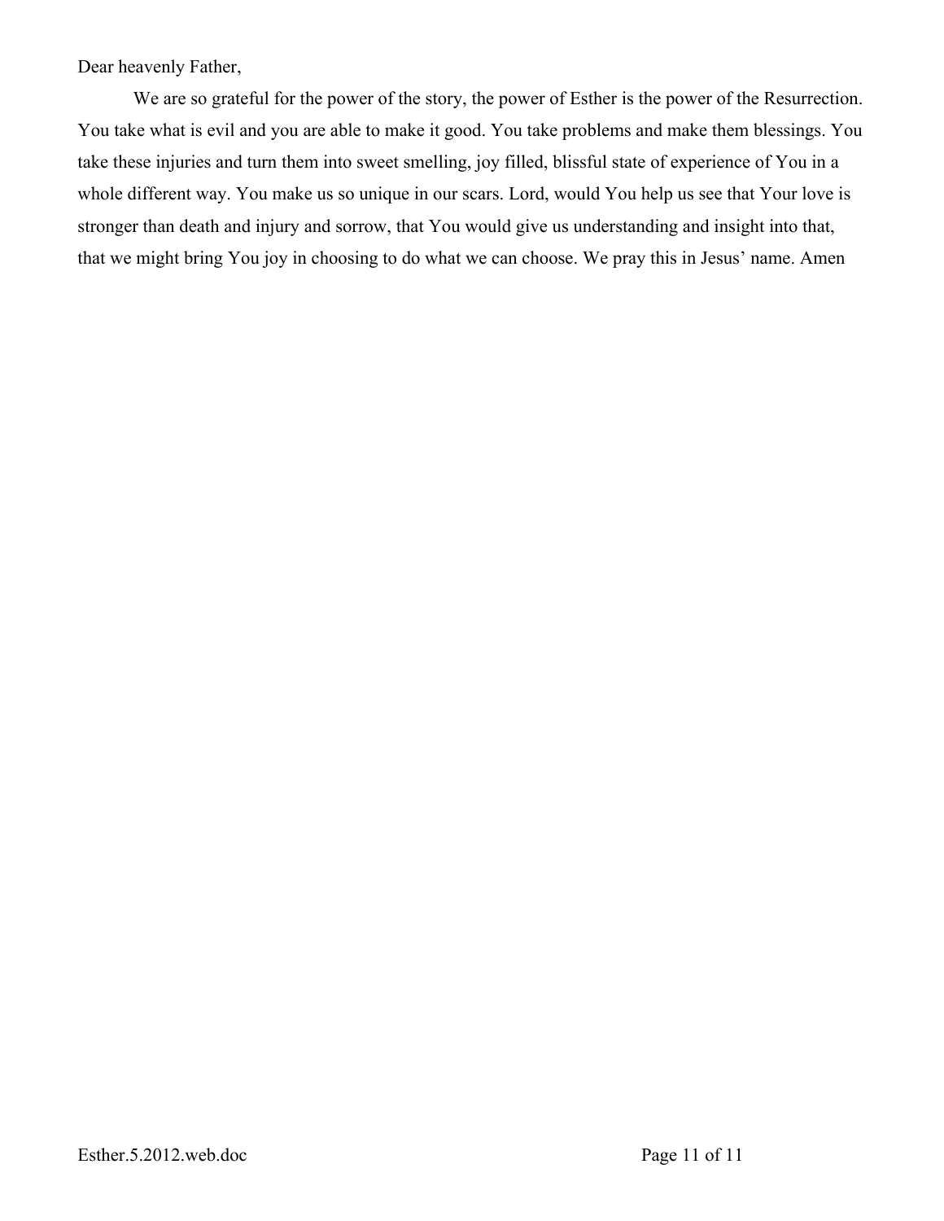Dear heavenly Father,

We are so grateful for the power of the story, the power of Esther is the power of the Resurrection. You take what is evil and you are able to make it good. You take problems and make them blessings. You take these injuries and turn them into sweet smelling, joy filled, blissful state of experience of You in a whole different way. You make us so unique in our scars. Lord, would You help us see that Your love is stronger than death and injury and sorrow, that You would give us understanding and insight into that, that we might bring You joy in choosing to do what we can choose. We pray this in Jesus' name. Amen